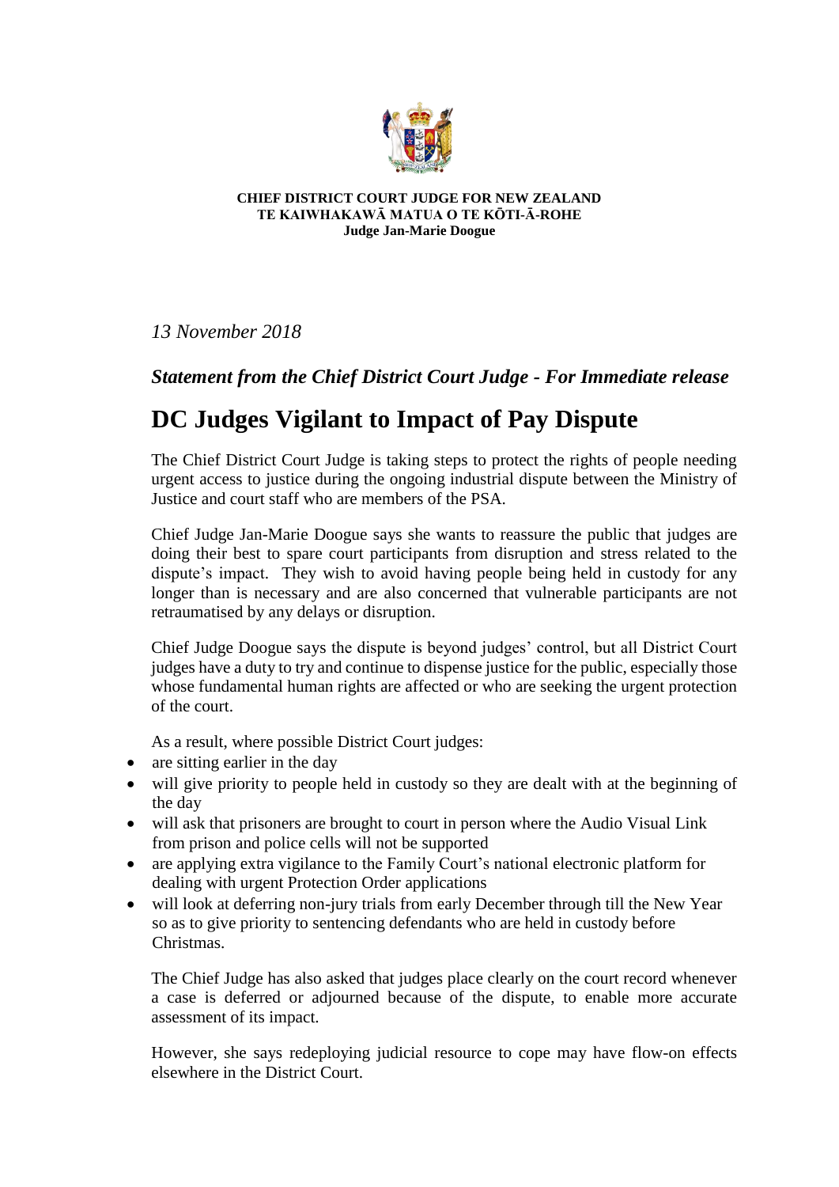**CHIEF DISTRICT COURT JUDGE FOR NEW ZEALAND**
**TE KAIWHAKAWĀ MATUA O TE KŌTI-Ā-ROHE**
**Judge Jan-Marie Doogue**

*13 November 2018*

***Statement from the Chief District Court Judge - For Immediate release***

# DC Judges Vigilant to Impact of Pay Dispute

The Chief District Court Judge is taking steps to protect the rights of people needing urgent access to justice during the ongoing industrial dispute between the Ministry of Justice and court staff who are members of the PSA.

Chief Judge Jan-Marie Doogue says she wants to reassure the public that judges are doing their best to spare court participants from disruption and stress related to the dispute's impact. They wish to avoid having people being held in custody for any longer than is necessary and are also concerned that vulnerable participants are not retraumatised by any delays or disruption.

Chief Judge Doogue says the dispute is beyond judges' control, but all District Court judges have a duty to try and continue to dispense justice for the public, especially those whose fundamental human rights are affected or who are seeking the urgent protection of the court.

As a result, where possible District Court judges:

- are sitting earlier in the day
- will give priority to people held in custody so they are dealt with at the beginning of the day
- will ask that prisoners are brought to court in person where the Audio Visual Link from prison and police cells will not be supported
- are applying extra vigilance to the Family Court's national electronic platform for dealing with urgent Protection Order applications
- will look at deferring non-jury trials from early December through till the New Year so as to give priority to sentencing defendants who are held in custody before Christmas.

The Chief Judge has also asked that judges place clearly on the court record whenever a case is deferred or adjourned because of the dispute, to enable more accurate assessment of its impact.

However, she says redeploying judicial resource to cope may have flow-on effects elsewhere in the District Court.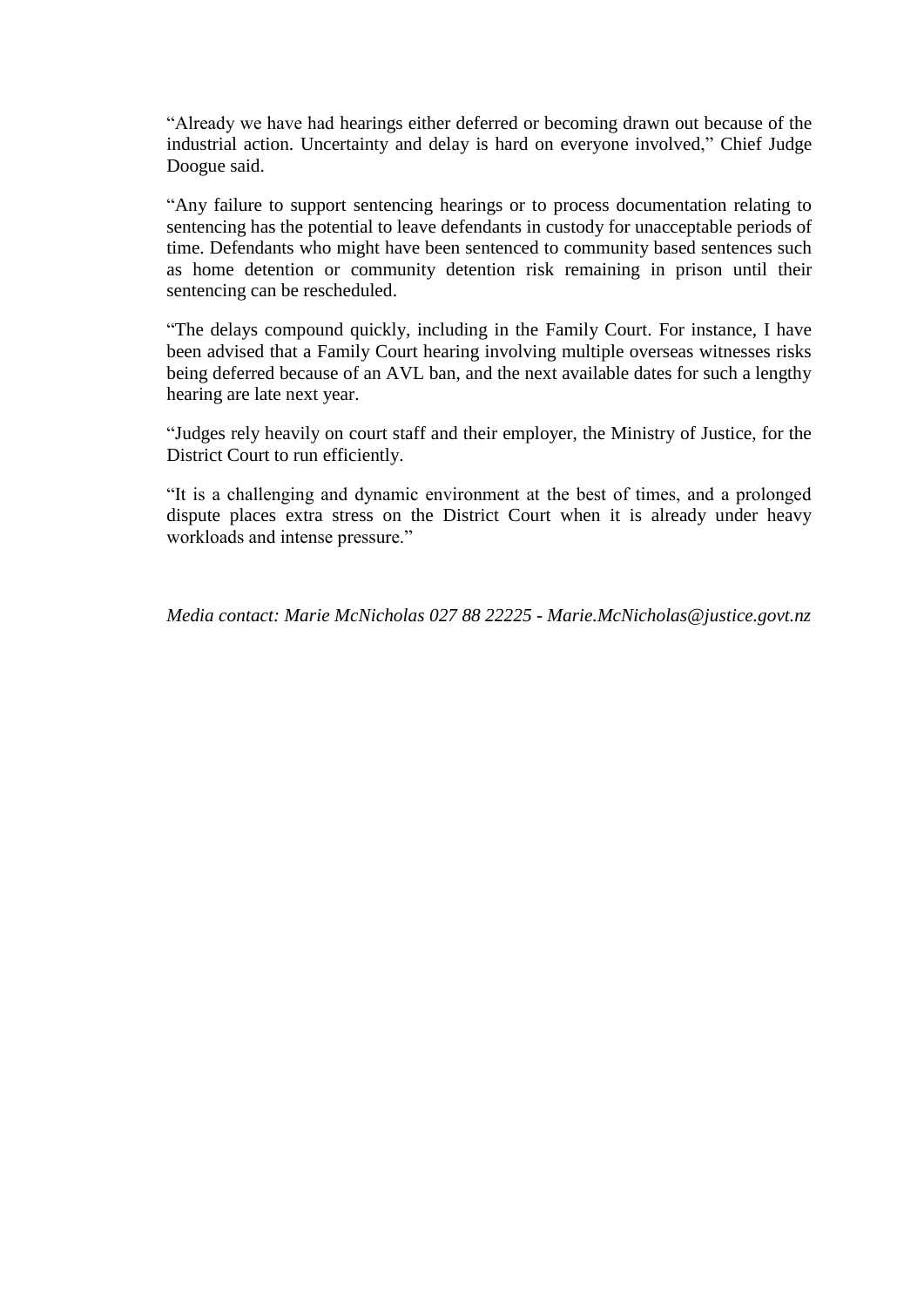"Already we have had hearings either deferred or becoming drawn out because of the industrial action. Uncertainty and delay is hard on everyone involved," Chief Judge Doogue said.

"Any failure to support sentencing hearings or to process documentation relating to sentencing has the potential to leave defendants in custody for unacceptable periods of time. Defendants who might have been sentenced to community based sentences such as home detention or community detention risk remaining in prison until their sentencing can be rescheduled.

"The delays compound quickly, including in the Family Court. For instance, I have been advised that a Family Court hearing involving multiple overseas witnesses risks being deferred because of an AVL ban, and the next available dates for such a lengthy hearing are late next year.

"Judges rely heavily on court staff and their employer, the Ministry of Justice, for the District Court to run efficiently.

"It is a challenging and dynamic environment at the best of times, and a prolonged dispute places extra stress on the District Court when it is already under heavy workloads and intense pressure."

*Media contact: Marie McNicholas 027 88 22225 - Marie.McNicholas@justice.govt.nz*